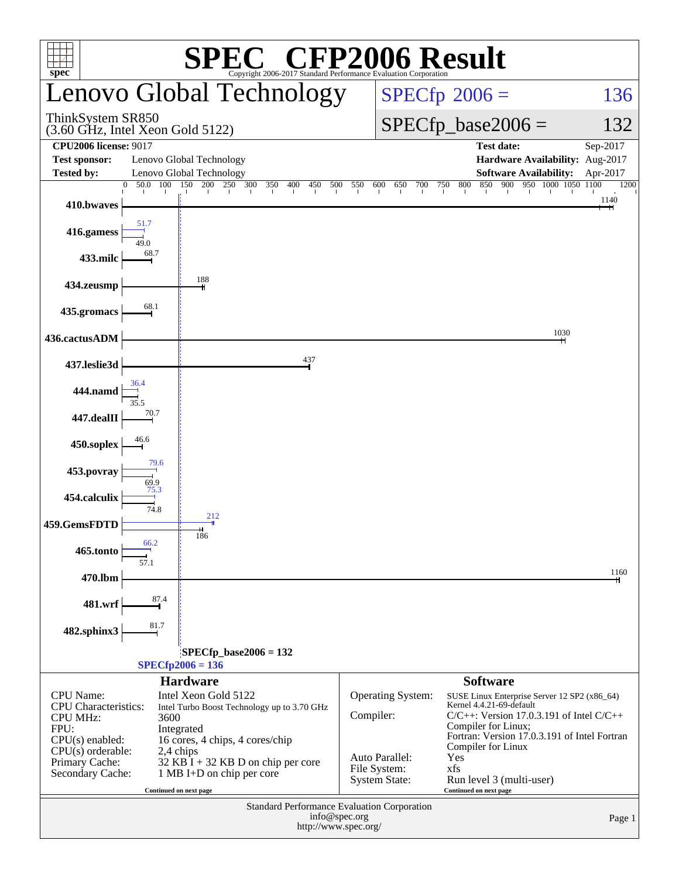# SPEC® CFP2006 Result

Copyright 2006-2017 Standard Performance Evaluation Corporation

## Lenovo Global Technology

ThinkSystem SR850
(3.60 GHz, Intel Xeon Gold 5122)

**SPECfp 2006 = 136**

**SPECfp_base2006 = 132**

| | | | |
|---|---|---|---|
| **CPU2006 license:** 9017 | | **Test date:** | Sep-2017 |
| **Test sponsor:** | Lenovo Global Technology | **Hardware Availability:** | Aug-2017 |
| **Tested by:** | Lenovo Global Technology | **Software Availability:** | Apr-2017 |

| Benchmark | Peak | Base |
|---|---|---|
| 410.bwaves | | 1140 |
| 416.gamess | 51.7 | 49.0 |
| 433.milc | | 68.7 |
| 434.zeusmp | | 188 |
| 435.gromacs | | 68.1 |
| 436.cactusADM | | 1030 |
| 437.leslie3d | | 437 |
| 444.namd | 36.4 | 35.5 |
| 447.dealII | | 70.7 |
| 450.soplex | | 46.6 |
| 453.povray | 79.6 | 69.9 |
| 454.calculix | 75.3 | 74.8 |
| 459.GemsFDTD | 212 | 186 |
| 465.tonto | 66.2 | 57.1 |
| 470.lbm | | 1160 |
| 481.wrf | | 87.4 |
| 482.sphinx3 | | 81.7 |

SPECfp_base2006 = 132
SPECfp2006 = 136

### Hardware

| | |
|---|---|
| CPU Name: | Intel Xeon Gold 5122 |
| CPU Characteristics: | Intel Turbo Boost Technology up to 3.70 GHz |
| CPU MHz: | 3600 |
| FPU: | Integrated |
| CPU(s) enabled: | 16 cores, 4 chips, 4 cores/chip |
| CPU(s) orderable: | 2,4 chips |
| Primary Cache: | 32 KB I + 32 KB D on chip per core |
| Secondary Cache: | 1 MB I+D on chip per core |

Continued on next page

### Software

| | |
|---|---|
| Operating System: | SUSE Linux Enterprise Server 12 SP2 (x86_64) Kernel 4.4.21-69-default |
| Compiler: | C/C++: Version 17.0.3.191 of Intel C/C++ Compiler for Linux; Fortran: Version 17.0.3.191 of Intel Fortran Compiler for Linux |
| Auto Parallel: | Yes |
| File System: | xfs |
| System State: | Run level 3 (multi-user) |

Continued on next page

Standard Performance Evaluation Corporation
info@spec.org
http://www.spec.org/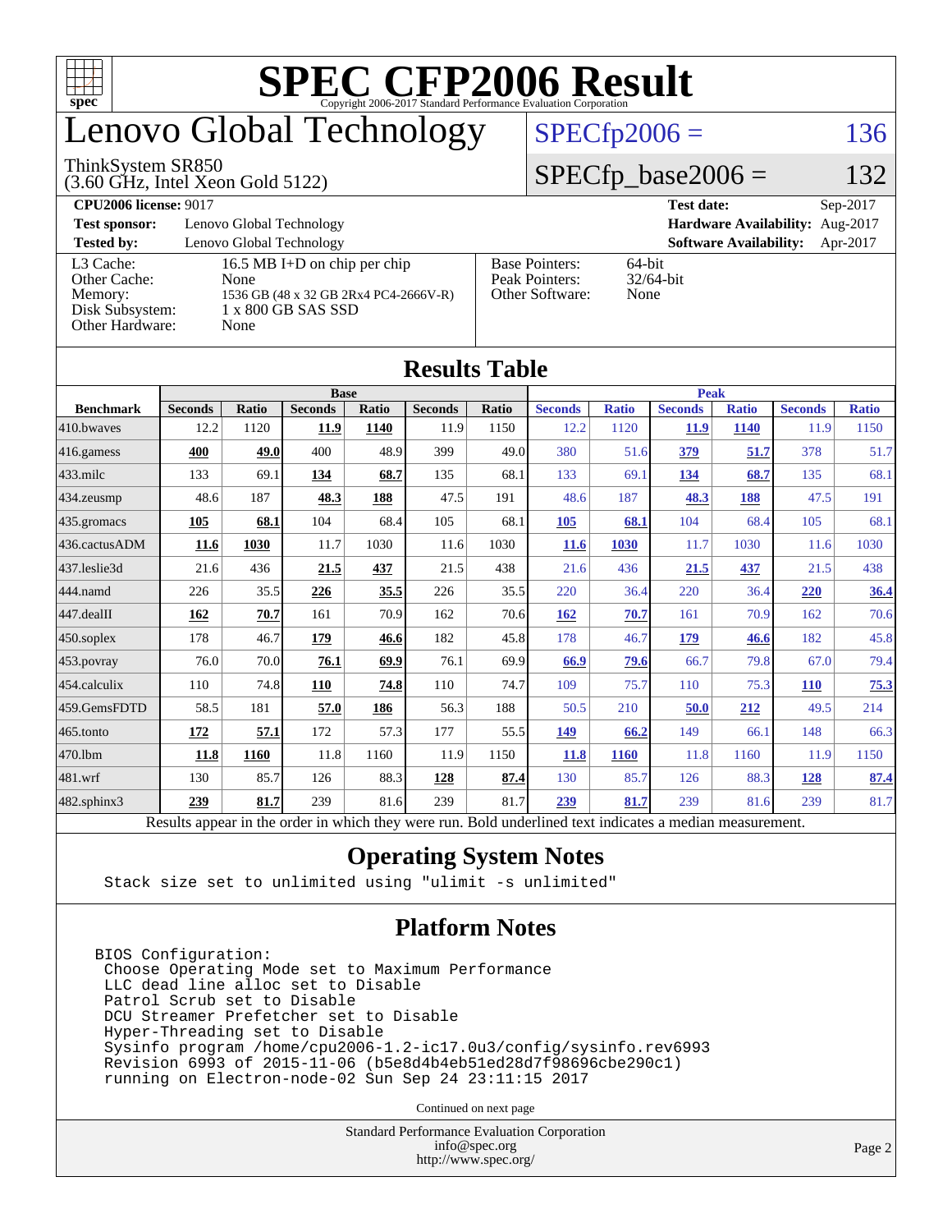# SPEC CFP2006 Result

Copyright 2006-2017 Standard Performance Evaluation Corporation

## Lenovo Global Technology

ThinkSystem SR850
(3.60 GHz, Intel Xeon Gold 5122)

SPECfp2006 = 136

SPECfp_base2006 = 132

| | | | |
|---|---|---|---|
| **CPU2006 license:** 9017 | | **Test date:** | Sep-2017 |
| **Test sponsor:** | Lenovo Global Technology | **Hardware Availability:** | Aug-2017 |
| **Tested by:** | Lenovo Global Technology | **Software Availability:** | Apr-2017 |

| | | | |
|---|---|---|---|
| L3 Cache: | 16.5 MB I+D on chip per chip | Base Pointers: | 64-bit |
| Other Cache: | None | Peak Pointers: | 32/64-bit |
| Memory: | 1536 GB (48 x 32 GB 2Rx4 PC4-2666V-R) | Other Software: | None |
| Disk Subsystem: | 1 x 800 GB SAS SSD | | |
| Other Hardware: | None | | |

## Results Table

| | Base | | | | | | Peak | | | | | |
|---|---|---|---|---|---|---|---|---|---|---|---|---|
| **Benchmark** | **Seconds** | **Ratio** | **Seconds** | **Ratio** | **Seconds** | **Ratio** | **Seconds** | **Ratio** | **Seconds** | **Ratio** | **Seconds** | **Ratio** |
| 410.bwaves | 12.2 | 1120 | **11.9** | **1140** | 11.9 | 1150 | 12.2 | 1120 | **11.9** | **1140** | 11.9 | 1150 |
| 416.gamess | **400** | **49.0** | 400 | 48.9 | 399 | 49.0 | 380 | 51.6 | **379** | **51.7** | 378 | 51.7 |
| 433.milc | 133 | 69.1 | **134** | **68.7** | 135 | 68.1 | 133 | 69.1 | **134** | **68.7** | 135 | 68.1 |
| 434.zeusmp | 48.6 | 187 | **48.3** | **188** | 47.5 | 191 | 48.6 | 187 | **48.3** | **188** | 47.5 | 191 |
| 435.gromacs | **105** | **68.1** | 104 | 68.4 | 105 | 68.1 | **105** | **68.1** | 104 | 68.4 | 105 | 68.1 |
| 436.cactusADM | **11.6** | **1030** | 11.7 | 1030 | 11.6 | 1030 | **11.6** | **1030** | 11.7 | 1030 | 11.6 | 1030 |
| 437.leslie3d | 21.6 | 436 | **21.5** | **437** | 21.5 | 438 | 21.6 | 436 | **21.5** | **437** | 21.5 | 438 |
| 444.namd | 226 | 35.5 | **226** | **35.5** | 226 | 35.5 | 220 | 36.4 | 220 | 36.4 | **220** | **36.4** |
| 447.dealII | **162** | **70.7** | 161 | 70.9 | 162 | 70.6 | **162** | **70.7** | 161 | 70.9 | 162 | 70.6 |
| 450.soplex | 178 | 46.7 | **179** | **46.6** | 182 | 45.8 | 178 | 46.7 | **179** | **46.6** | 182 | 45.8 |
| 453.povray | 76.0 | 70.0 | **76.1** | **69.9** | 76.1 | 69.9 | **66.9** | **79.6** | 66.7 | 79.8 | 67.0 | 79.4 |
| 454.calculix | 110 | 74.8 | **110** | **74.8** | 110 | 74.7 | 109 | 75.7 | 110 | 75.3 | **110** | **75.3** |
| 459.GemsFDTD | 58.5 | 181 | **57.0** | **186** | 56.3 | 188 | 50.5 | 210 | **50.0** | **212** | 49.5 | 214 |
| 465.tonto | **172** | **57.1** | 172 | 57.3 | 177 | 55.5 | **149** | **66.2** | 149 | 66.1 | 148 | 66.3 |
| 470.lbm | **11.8** | **1160** | 11.8 | 1160 | 11.9 | 1150 | **11.8** | **1160** | 11.8 | 1160 | 11.9 | 1150 |
| 481.wrf | 130 | 85.7 | 126 | 88.3 | **128** | **87.4** | 130 | 85.7 | 126 | 88.3 | **128** | **87.4** |
| 482.sphinx3 | **239** | **81.7** | 239 | 81.6 | 239 | 81.7 | **239** | **81.7** | 239 | 81.6 | 239 | 81.7 |

Results appear in the order in which they were run. Bold underlined text indicates a median measurement.

## Operating System Notes

```
Stack size set to unlimited using "ulimit -s unlimited"
```

## Platform Notes

```
BIOS Configuration:
 Choose Operating Mode set to Maximum Performance
 LLC dead line alloc set to Disable
 Patrol Scrub set to Disable
 DCU Streamer Prefetcher set to Disable
 Hyper-Threading set to Disable
 Sysinfo program /home/cpu2006-1.2-ic17.0u3/config/sysinfo.rev6993
 Revision 6993 of 2015-11-06 (b5e8d4b4eb51ed28d7f98696cbe290c1)
 running on Electron-node-02 Sun Sep 24 23:11:15 2017
```

Continued on next page

Standard Performance Evaluation Corporation
info@spec.org
http://www.spec.org/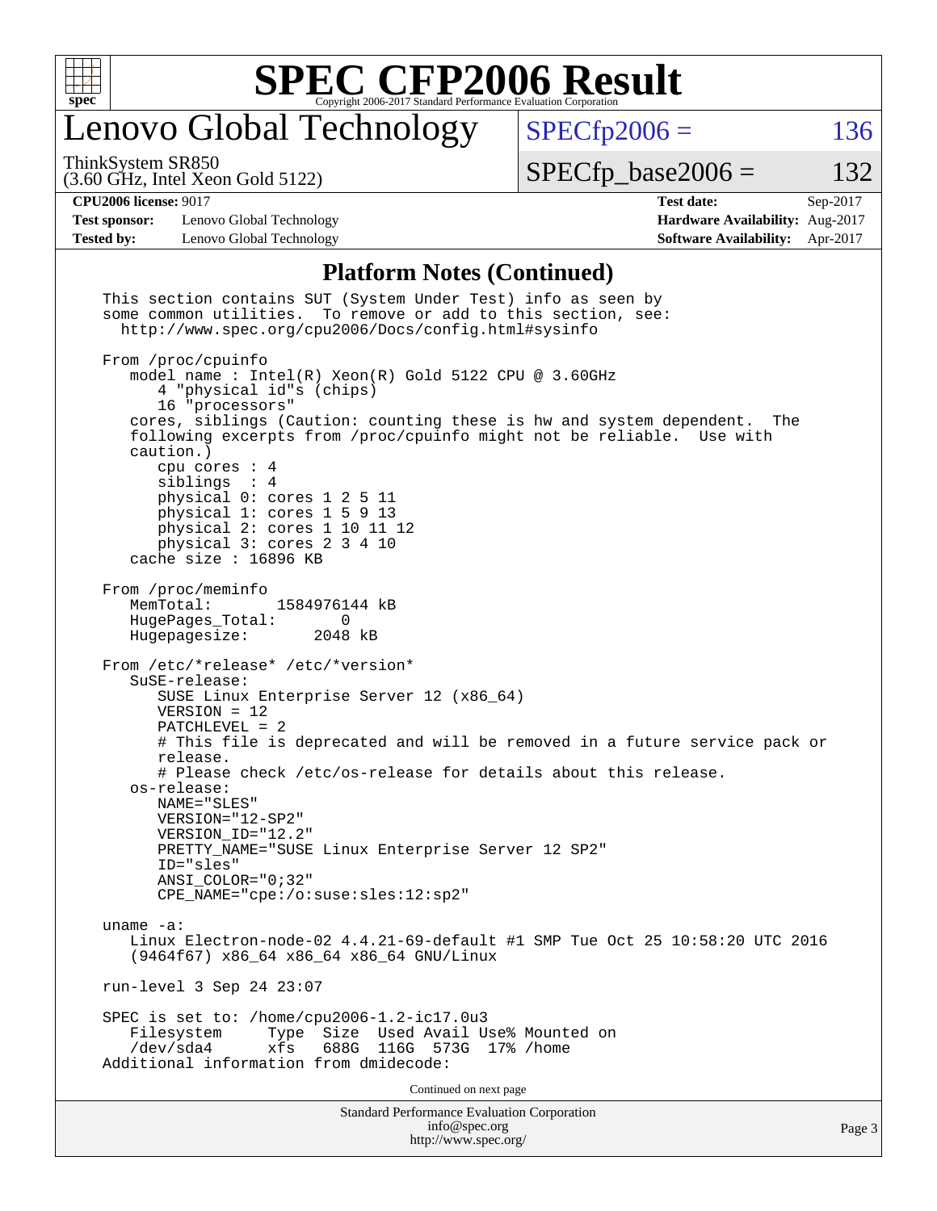# Lenovo Global Technology

ThinkSystem SR850
(3.60 GHz, Intel Xeon Gold 5122)

SPECfp2006 = 136

SPECfp_base2006 = 132

**CPU2006 license:** 9017
**Test sponsor:** Lenovo Global Technology
**Tested by:** Lenovo Global Technology

**Test date:** Sep-2017
**Hardware Availability:** Aug-2017
**Software Availability:** Apr-2017

## Platform Notes (Continued)

```
This section contains SUT (System Under Test) info as seen by
some common utilities.  To remove or add to this section, see:
  http://www.spec.org/cpu2006/Docs/config.html#sysinfo

From /proc/cpuinfo
   model name : Intel(R) Xeon(R) Gold 5122 CPU @ 3.60GHz
      4 "physical id"s (chips)
      16 "processors"
   cores, siblings (Caution: counting these is hw and system dependent.  The
   following excerpts from /proc/cpuinfo might not be reliable.  Use with
   caution.)
      cpu cores : 4
      siblings  : 4
      physical 0: cores 1 2 5 11
      physical 1: cores 1 5 9 13
      physical 2: cores 1 10 11 12
      physical 3: cores 2 3 4 10
   cache size : 16896 KB

From /proc/meminfo
   MemTotal:       1584976144 kB
   HugePages_Total:       0
   Hugepagesize:       2048 kB

From /etc/*release* /etc/*version*
   SuSE-release:
      SUSE Linux Enterprise Server 12 (x86_64)
      VERSION = 12
      PATCHLEVEL = 2
      # This file is deprecated and will be removed in a future service pack or
      release.
      # Please check /etc/os-release for details about this release.
   os-release:
      NAME="SLES"
      VERSION="12-SP2"
      VERSION_ID="12.2"
      PRETTY_NAME="SUSE Linux Enterprise Server 12 SP2"
      ID="sles"
      ANSI_COLOR="0;32"
      CPE_NAME="cpe:/o:suse:sles:12:sp2"

uname -a:
   Linux Electron-node-02 4.4.21-69-default #1 SMP Tue Oct 25 10:58:20 UTC 2016
   (9464f67) x86_64 x86_64 x86_64 GNU/Linux

run-level 3 Sep 24 23:07

SPEC is set to: /home/cpu2006-1.2-ic17.0u3
   Filesystem     Type  Size  Used Avail Use% Mounted on
   /dev/sda4      xfs   688G  116G  573G  17% /home
Additional information from dmidecode:
```

Continued on next page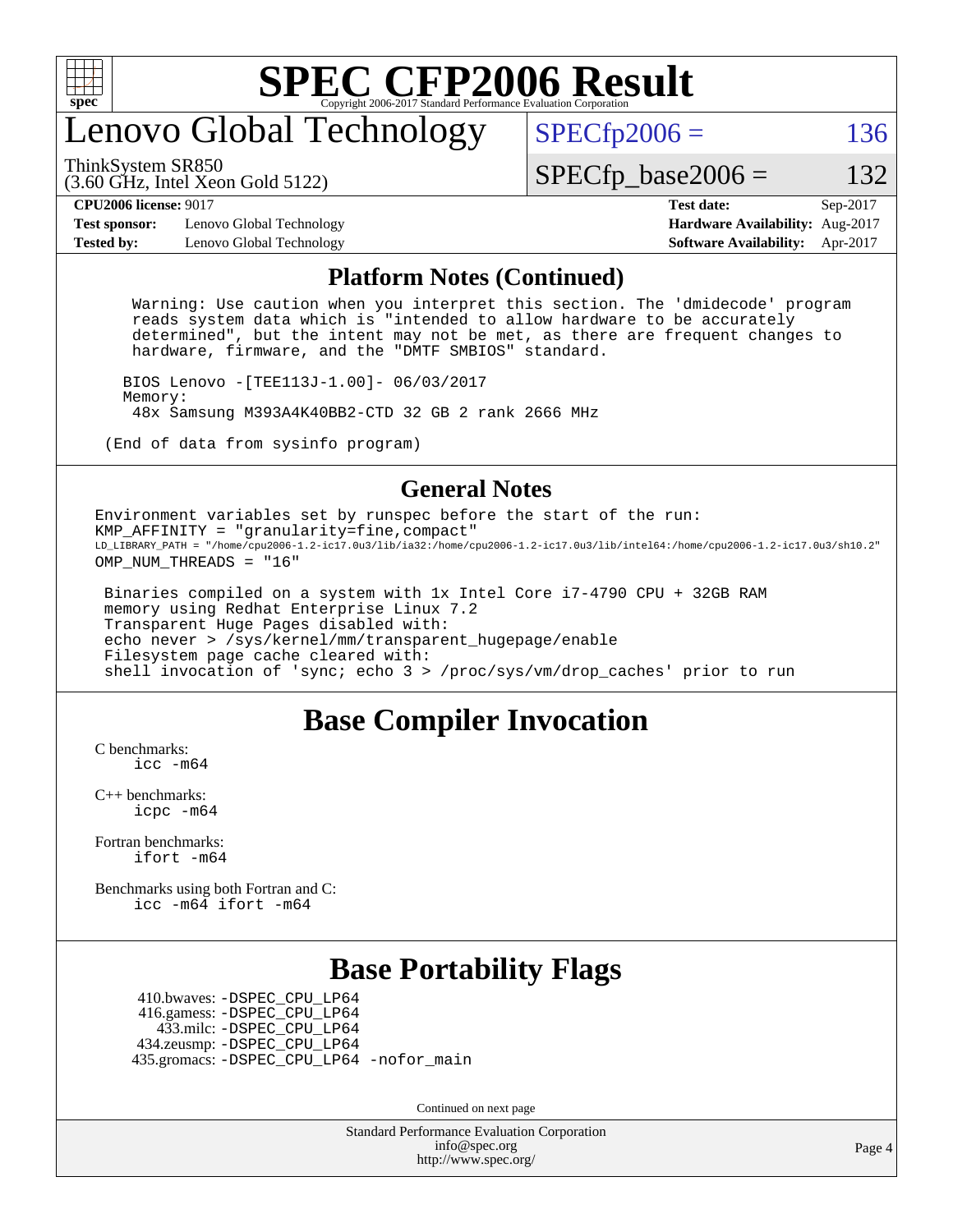# Lenovo Global Technology

ThinkSystem SR850
(3.60 GHz, Intel Xeon Gold 5122)

SPECfp2006 = 136

SPECfp_base2006 = 132

**CPU2006 license:** 9017
**Test sponsor:** Lenovo Global Technology
**Tested by:** Lenovo Global Technology

**Test date:** Sep-2017
**Hardware Availability:** Aug-2017
**Software Availability:** Apr-2017

## Platform Notes (Continued)

```
   Warning: Use caution when you interpret this section. The 'dmidecode' program
   reads system data which is "intended to allow hardware to be accurately
   determined", but the intent may not be met, as there are frequent changes to
   hardware, firmware, and the "DMTF SMBIOS" standard.

  BIOS Lenovo -[TEE113J-1.00]- 06/03/2017
  Memory:
   48x Samsung M393A4K40BB2-CTD 32 GB 2 rank 2666 MHz

(End of data from sysinfo program)
```

## General Notes

```
Environment variables set by runspec before the start of the run:
KMP_AFFINITY = "granularity=fine,compact"
LD_LIBRARY_PATH = "/home/cpu2006-1.2-ic17.0u3/lib/ia32:/home/cpu2006-1.2-ic17.0u3/lib/intel64:/home/cpu2006-1.2-ic17.0u3/sh10.2"
OMP_NUM_THREADS = "16"

 Binaries compiled on a system with 1x Intel Core i7-4790 CPU + 32GB RAM
 memory using Redhat Enterprise Linux 7.2
 Transparent Huge Pages disabled with:
 echo never > /sys/kernel/mm/transparent_hugepage/enable
 Filesystem page cache cleared with:
 shell invocation of 'sync; echo 3 > /proc/sys/vm/drop_caches' prior to run
```

## Base Compiler Invocation

C benchmarks:
    icc -m64

C++ benchmarks:
    icpc -m64

Fortran benchmarks:
    ifort -m64

Benchmarks using both Fortran and C:
    icc -m64 ifort -m64

## Base Portability Flags

410.bwaves: -DSPEC_CPU_LP64
416.gamess: -DSPEC_CPU_LP64
433.milc: -DSPEC_CPU_LP64
434.zeusmp: -DSPEC_CPU_LP64
435.gromacs: -DSPEC_CPU_LP64 -nofor_main

Continued on next page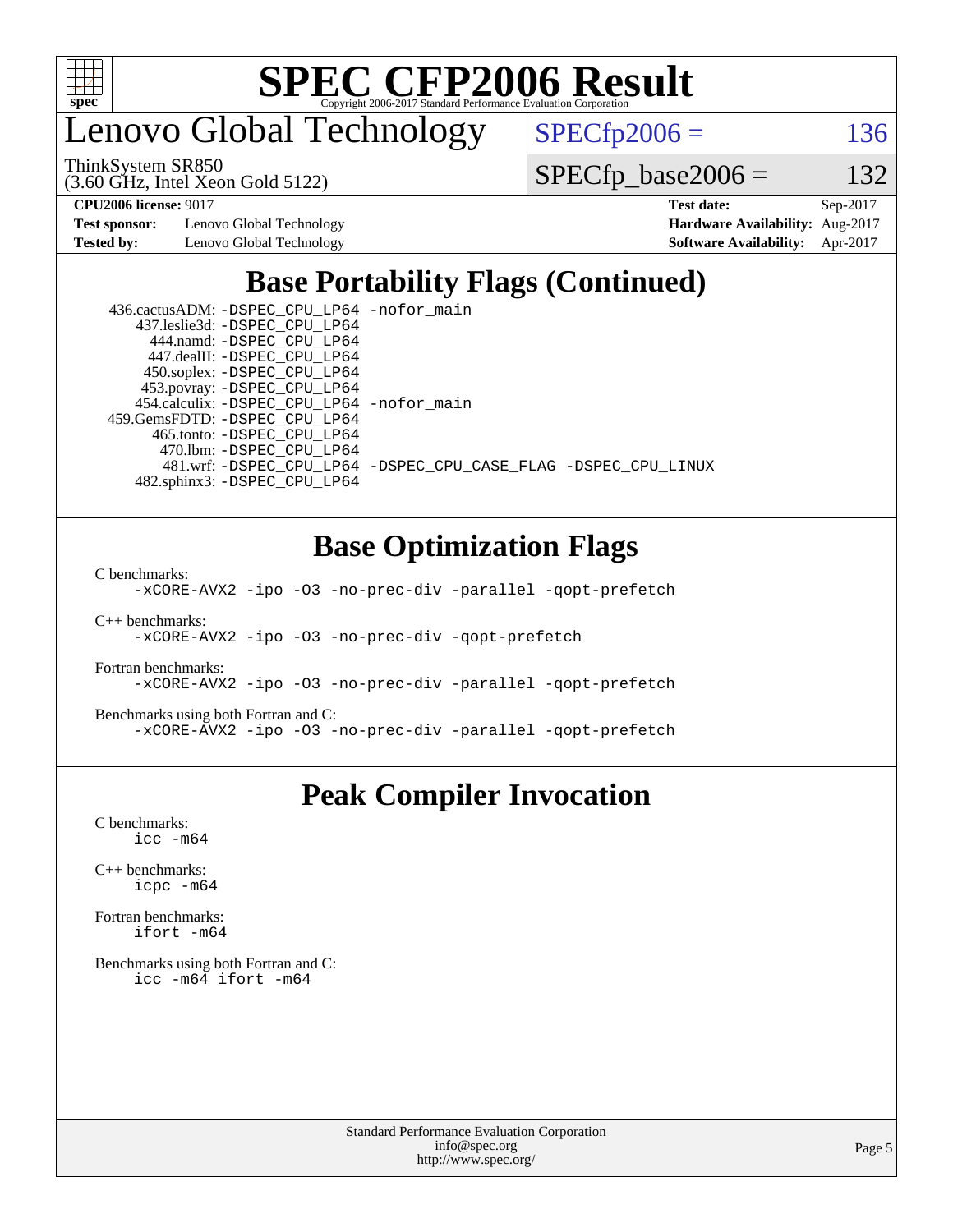# SPEC CFP2006 Result

Copyright 2006-2017 Standard Performance Evaluation Corporation

## Lenovo Global Technology

ThinkSystem SR850
(3.60 GHz, Intel Xeon Gold 5122)

SPECfp2006 = 136

SPECfp_base2006 = 132

| | | | |
|---|---|---|---|
| **CPU2006 license:** 9017 | | **Test date:** | Sep-2017 |
| **Test sponsor:** | Lenovo Global Technology | **Hardware Availability:** | Aug-2017 |
| **Tested by:** | Lenovo Global Technology | **Software Availability:** | Apr-2017 |

## Base Portability Flags (Continued)

436.cactusADM: -DSPEC_CPU_LP64 -nofor_main
437.leslie3d: -DSPEC_CPU_LP64
444.namd: -DSPEC_CPU_LP64
447.dealII: -DSPEC_CPU_LP64
450.soplex: -DSPEC_CPU_LP64
453.povray: -DSPEC_CPU_LP64
454.calculix: -DSPEC_CPU_LP64 -nofor_main
459.GemsFDTD: -DSPEC_CPU_LP64
465.tonto: -DSPEC_CPU_LP64
470.lbm: -DSPEC_CPU_LP64
481.wrf: -DSPEC_CPU_LP64 -DSPEC_CPU_CASE_FLAG -DSPEC_CPU_LINUX
482.sphinx3: -DSPEC_CPU_LP64

## Base Optimization Flags

C benchmarks:
-xCORE-AVX2 -ipo -O3 -no-prec-div -parallel -qopt-prefetch

C++ benchmarks:
-xCORE-AVX2 -ipo -O3 -no-prec-div -qopt-prefetch

Fortran benchmarks:
-xCORE-AVX2 -ipo -O3 -no-prec-div -parallel -qopt-prefetch

Benchmarks using both Fortran and C:
-xCORE-AVX2 -ipo -O3 -no-prec-div -parallel -qopt-prefetch

## Peak Compiler Invocation

C benchmarks:
icc -m64

C++ benchmarks:
icpc -m64

Fortran benchmarks:
ifort -m64

Benchmarks using both Fortran and C:
icc -m64 ifort -m64

Standard Performance Evaluation Corporation
info@spec.org
http://www.spec.org/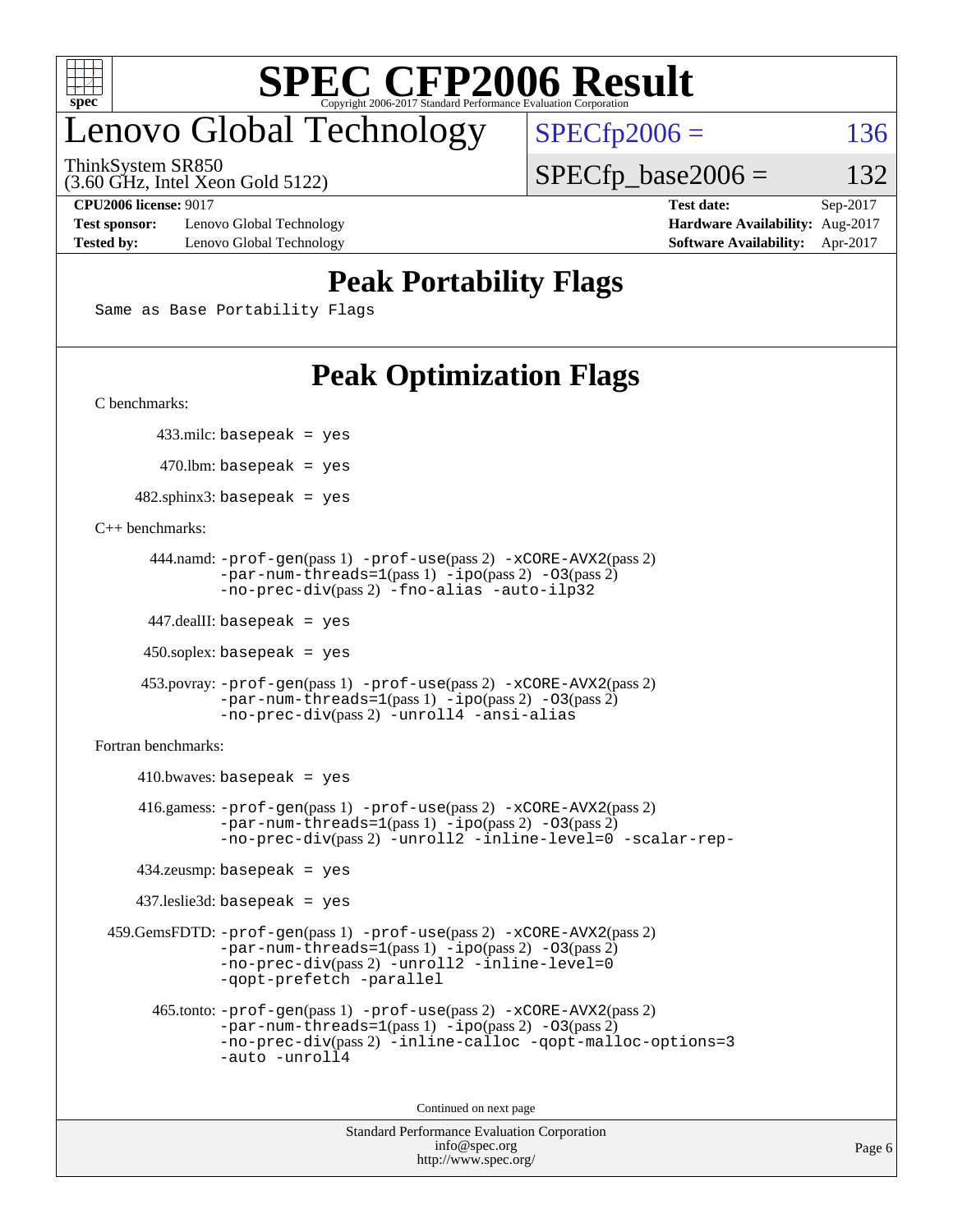# Lenovo Global Technology

ThinkSystem SR850
(3.60 GHz, Intel Xeon Gold 5122)

SPECfp2006 = 136

SPECfp_base2006 = 132

**CPU2006 license:** 9017
**Test sponsor:** Lenovo Global Technology
**Tested by:** Lenovo Global Technology

**Test date:** Sep-2017
**Hardware Availability:** Aug-2017
**Software Availability:** Apr-2017

## Peak Portability Flags

Same as Base Portability Flags

## Peak Optimization Flags

C benchmarks:

433.milc: basepeak = yes

470.lbm: basepeak = yes

482.sphinx3: basepeak = yes

C++ benchmarks:

444.namd: -prof-gen(pass 1) -prof-use(pass 2) -xCORE-AVX2(pass 2) -par-num-threads=1(pass 1) -ipo(pass 2) -O3(pass 2) -no-prec-div(pass 2) -fno-alias -auto-ilp32

447.dealII: basepeak = yes

450.soplex: basepeak = yes

453.povray: -prof-gen(pass 1) -prof-use(pass 2) -xCORE-AVX2(pass 2) -par-num-threads=1(pass 1) -ipo(pass 2) -O3(pass 2) -no-prec-div(pass 2) -unroll4 -ansi-alias

Fortran benchmarks:

410.bwaves: basepeak = yes

416.gamess: -prof-gen(pass 1) -prof-use(pass 2) -xCORE-AVX2(pass 2) -par-num-threads=1(pass 1) -ipo(pass 2) -O3(pass 2) -no-prec-div(pass 2) -unroll2 -inline-level=0 -scalar-rep-

434.zeusmp: basepeak = yes

437.leslie3d: basepeak = yes

459.GemsFDTD: -prof-gen(pass 1) -prof-use(pass 2) -xCORE-AVX2(pass 2) -par-num-threads=1(pass 1) -ipo(pass 2) -O3(pass 2) -no-prec-div(pass 2) -unroll2 -inline-level=0 -qopt-prefetch -parallel

465.tonto: -prof-gen(pass 1) -prof-use(pass 2) -xCORE-AVX2(pass 2) -par-num-threads=1(pass 1) -ipo(pass 2) -O3(pass 2) -no-prec-div(pass 2) -inline-calloc -qopt-malloc-options=3 -auto -unroll4

Continued on next page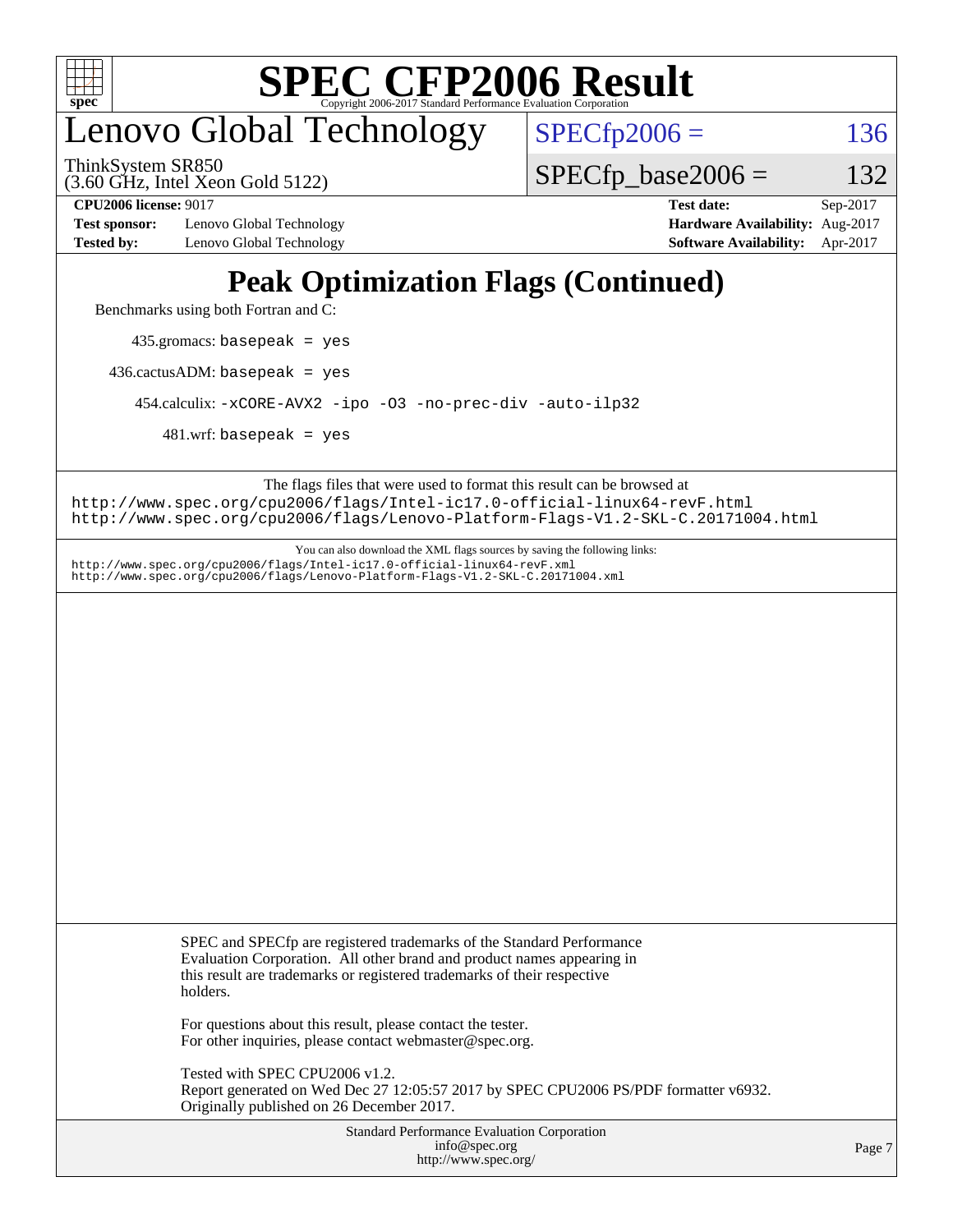# Peak Optimization Flags (Continued)

Benchmarks using both Fortran and C:

435.gromacs: `basepeak = yes`

436.cactusADM: `basepeak = yes`

454.calculix: `-xCORE-AVX2 -ipo -O3 -no-prec-div -auto-ilp32`

481.wrf: `basepeak = yes`

The flags files that were used to format this result can be browsed at
http://www.spec.org/cpu2006/flags/Intel-ic17.0-official-linux64-revF.html
http://www.spec.org/cpu2006/flags/Lenovo-Platform-Flags-V1.2-SKL-C.20171004.html

You can also download the XML flags sources by saving the following links:
http://www.spec.org/cpu2006/flags/Intel-ic17.0-official-linux64-revF.xml
http://www.spec.org/cpu2006/flags/Lenovo-Platform-Flags-V1.2-SKL-C.20171004.xml

SPEC and SPECfp are registered trademarks of the Standard Performance Evaluation Corporation. All other brand and product names appearing in this result are trademarks or registered trademarks of their respective holders.

For questions about this result, please contact the tester.
For other inquiries, please contact webmaster@spec.org.

Tested with SPEC CPU2006 v1.2.
Report generated on Wed Dec 27 12:05:57 2017 by SPEC CPU2006 PS/PDF formatter v6932.
Originally published on 26 December 2017.